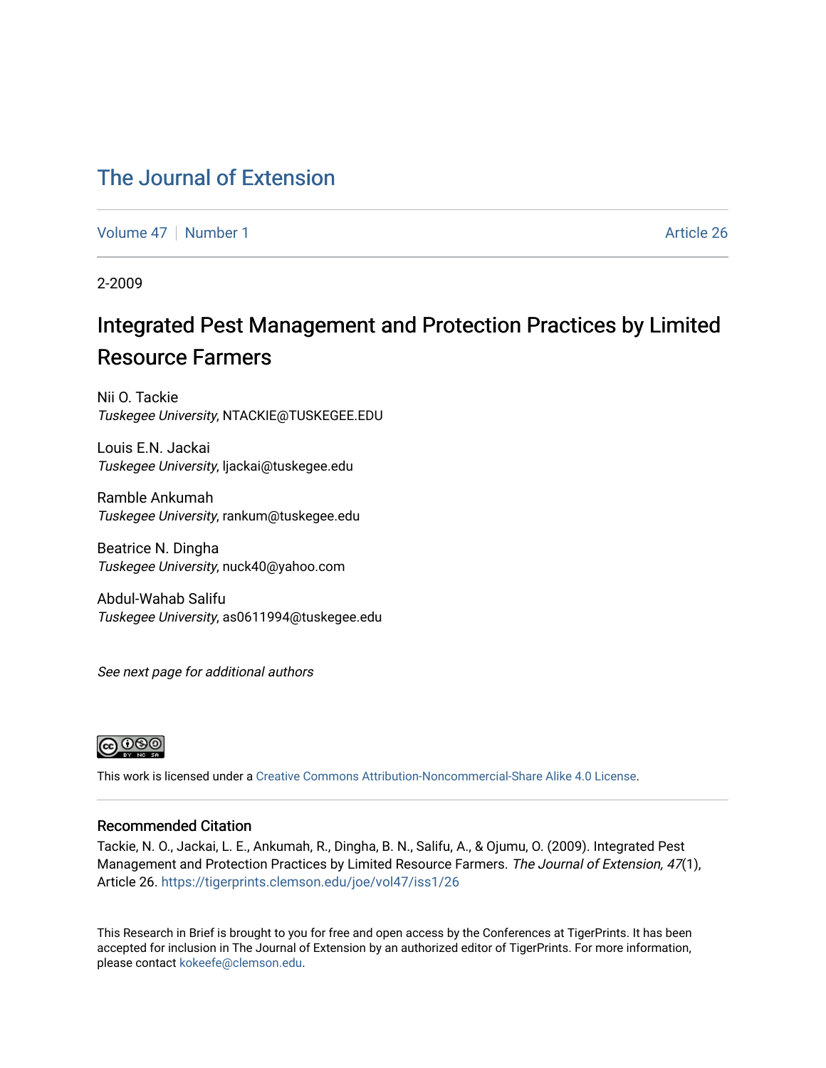# The Journal of Extension

Volume 47 | Number 1 | Article 26

2-2009

## Integrated Pest Management and Protection Practices by Limited Resource Farmers

Nii O. Tackie
*Tuskegee University*, NTACKIE@TUSKEGEE.EDU

Louis E.N. Jackai
*Tuskegee University*, ljackai@tuskegee.edu

Ramble Ankumah
*Tuskegee University*, rankum@tuskegee.edu

Beatrice N. Dingha
*Tuskegee University*, nuck40@yahoo.com

Abdul-Wahab Salifu
*Tuskegee University*, as0611994@tuskegee.edu

*See next page for additional authors*

This work is licensed under a Creative Commons Attribution-Noncommercial-Share Alike 4.0 License.

### Recommended Citation

Tackie, N. O., Jackai, L. E., Ankumah, R., Dingha, B. N., Salifu, A., & Ojumu, O. (2009). Integrated Pest Management and Protection Practices by Limited Resource Farmers. *The Journal of Extension, 47*(1), Article 26. https://tigerprints.clemson.edu/joe/vol47/iss1/26

This Research in Brief is brought to you for free and open access by the Conferences at TigerPrints. It has been accepted for inclusion in The Journal of Extension by an authorized editor of TigerPrints. For more information, please contact kokeefe@clemson.edu.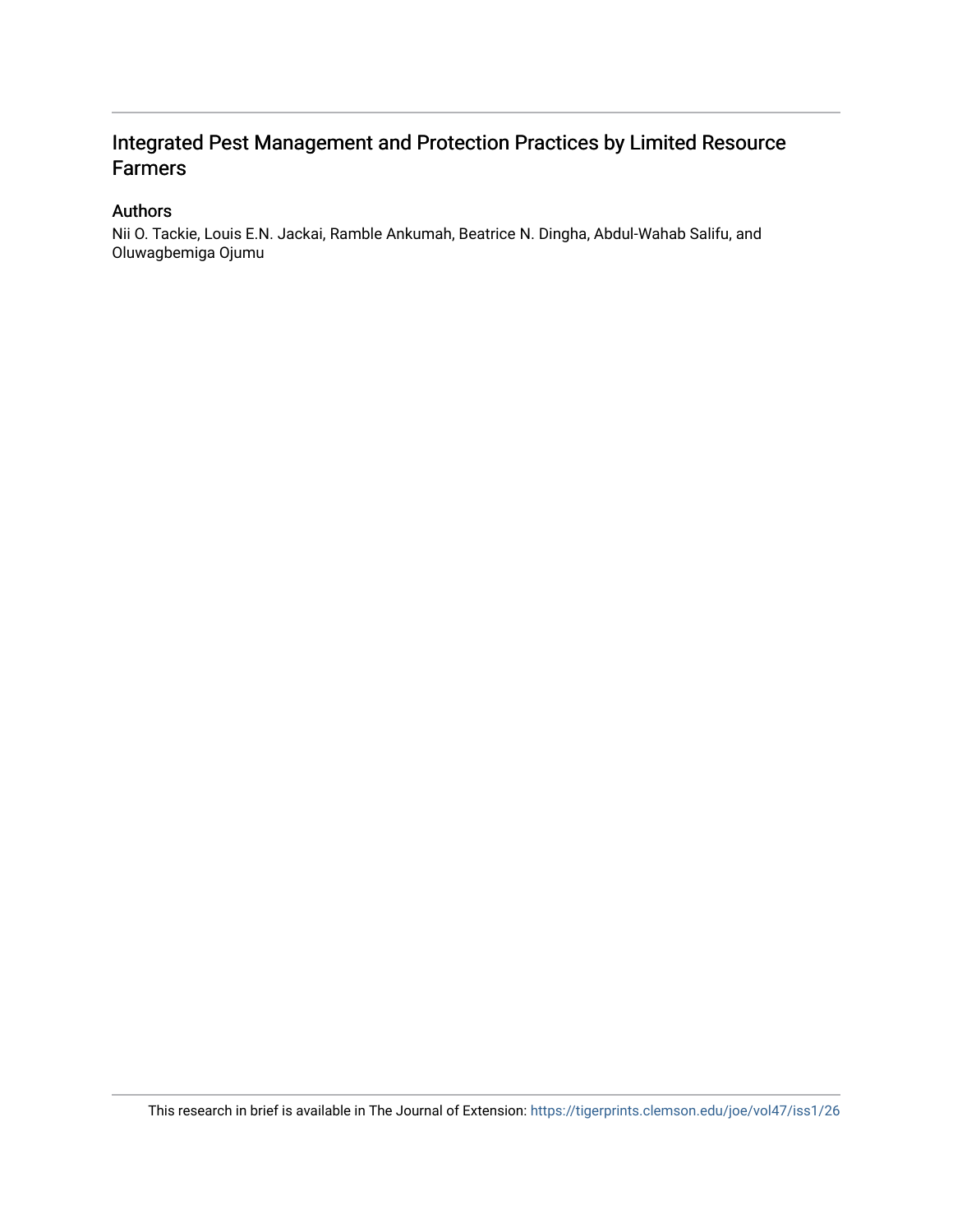# Integrated Pest Management and Protection Practices by Limited Resource Farmers

## Authors

Nii O. Tackie, Louis E.N. Jackai, Ramble Ankumah, Beatrice N. Dingha, Abdul-Wahab Salifu, and Oluwagbemiga Ojumu

This research in brief is available in The Journal of Extension: https://tigerprints.clemson.edu/joe/vol47/iss1/26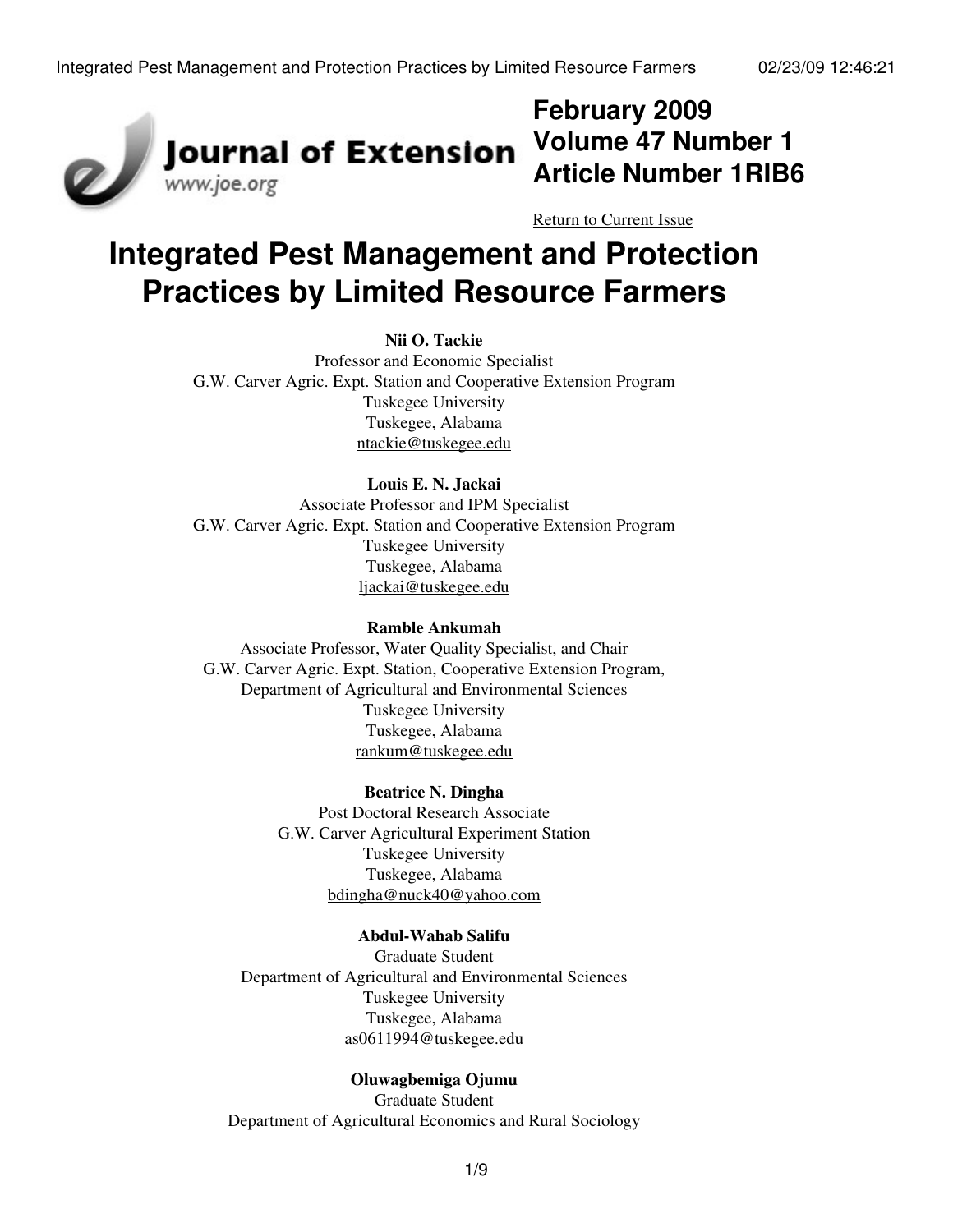# Integrated Pest Management and Protection Practices by Limited Resource Farmers

**Nii O. Tackie**
Professor and Economic Specialist
G.W. Carver Agric. Expt. Station and Cooperative Extension Program
Tuskegee University
Tuskegee, Alabama
ntackie@tuskegee.edu

**Louis E. N. Jackai**
Associate Professor and IPM Specialist
G.W. Carver Agric. Expt. Station and Cooperative Extension Program
Tuskegee University
Tuskegee, Alabama
ljackai@tuskegee.edu

**Ramble Ankumah**
Associate Professor, Water Quality Specialist, and Chair
G.W. Carver Agric. Expt. Station, Cooperative Extension Program,
Department of Agricultural and Environmental Sciences
Tuskegee University
Tuskegee, Alabama
rankum@tuskegee.edu

**Beatrice N. Dingha**
Post Doctoral Research Associate
G.W. Carver Agricultural Experiment Station
Tuskegee University
Tuskegee, Alabama
bdingha@nuck40@yahoo.com

**Abdul-Wahab Salifu**
Graduate Student
Department of Agricultural and Environmental Sciences
Tuskegee University
Tuskegee, Alabama
as0611994@tuskegee.edu

**Oluwagbemiga Ojumu**
Graduate Student
Department of Agricultural Economics and Rural Sociology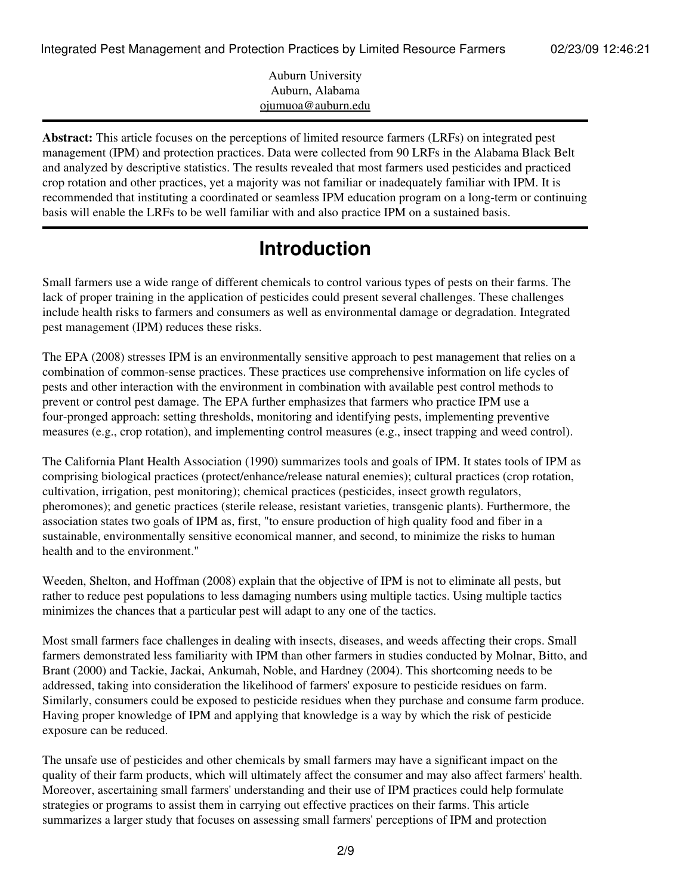Auburn University
Auburn, Alabama
ojumuoa@auburn.edu

**Abstract:** This article focuses on the perceptions of limited resource farmers (LRFs) on integrated pest management (IPM) and protection practices. Data were collected from 90 LRFs in the Alabama Black Belt and analyzed by descriptive statistics. The results revealed that most farmers used pesticides and practiced crop rotation and other practices, yet a majority was not familiar or inadequately familiar with IPM. It is recommended that instituting a coordinated or seamless IPM education program on a long-term or continuing basis will enable the LRFs to be well familiar with and also practice IPM on a sustained basis.

# Introduction

Small farmers use a wide range of different chemicals to control various types of pests on their farms. The lack of proper training in the application of pesticides could present several challenges. These challenges include health risks to farmers and consumers as well as environmental damage or degradation. Integrated pest management (IPM) reduces these risks.

The EPA (2008) stresses IPM is an environmentally sensitive approach to pest management that relies on a combination of common-sense practices. These practices use comprehensive information on life cycles of pests and other interaction with the environment in combination with available pest control methods to prevent or control pest damage. The EPA further emphasizes that farmers who practice IPM use a four-pronged approach: setting thresholds, monitoring and identifying pests, implementing preventive measures (e.g., crop rotation), and implementing control measures (e.g., insect trapping and weed control).

The California Plant Health Association (1990) summarizes tools and goals of IPM. It states tools of IPM as comprising biological practices (protect/enhance/release natural enemies); cultural practices (crop rotation, cultivation, irrigation, pest monitoring); chemical practices (pesticides, insect growth regulators, pheromones); and genetic practices (sterile release, resistant varieties, transgenic plants). Furthermore, the association states two goals of IPM as, first, "to ensure production of high quality food and fiber in a sustainable, environmentally sensitive economical manner, and second, to minimize the risks to human health and to the environment."

Weeden, Shelton, and Hoffman (2008) explain that the objective of IPM is not to eliminate all pests, but rather to reduce pest populations to less damaging numbers using multiple tactics. Using multiple tactics minimizes the chances that a particular pest will adapt to any one of the tactics.

Most small farmers face challenges in dealing with insects, diseases, and weeds affecting their crops. Small farmers demonstrated less familiarity with IPM than other farmers in studies conducted by Molnar, Bitto, and Brant (2000) and Tackie, Jackai, Ankumah, Noble, and Hardney (2004). This shortcoming needs to be addressed, taking into consideration the likelihood of farmers' exposure to pesticide residues on farm. Similarly, consumers could be exposed to pesticide residues when they purchase and consume farm produce. Having proper knowledge of IPM and applying that knowledge is a way by which the risk of pesticide exposure can be reduced.

The unsafe use of pesticides and other chemicals by small farmers may have a significant impact on the quality of their farm products, which will ultimately affect the consumer and may also affect farmers' health. Moreover, ascertaining small farmers' understanding and their use of IPM practices could help formulate strategies or programs to assist them in carrying out effective practices on their farms. This article summarizes a larger study that focuses on assessing small farmers' perceptions of IPM and protection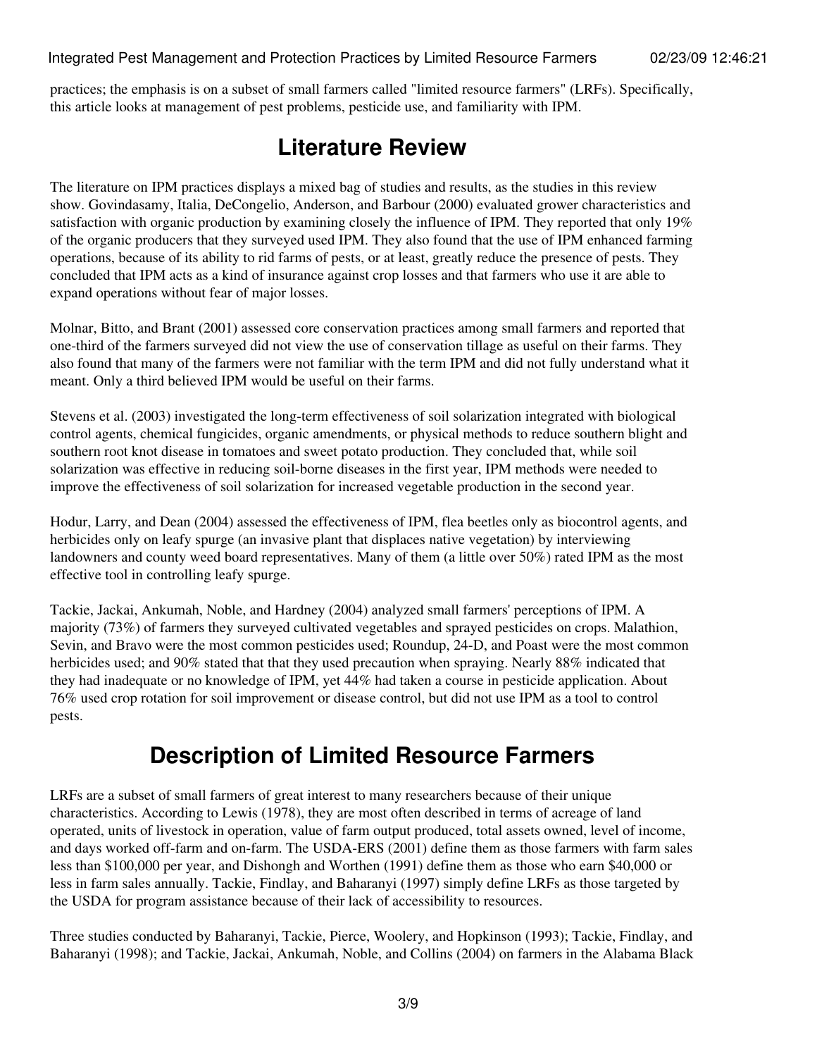practices; the emphasis is on a subset of small farmers called "limited resource farmers" (LRFs). Specifically, this article looks at management of pest problems, pesticide use, and familiarity with IPM.

## Literature Review

The literature on IPM practices displays a mixed bag of studies and results, as the studies in this review show. Govindasamy, Italia, DeCongelio, Anderson, and Barbour (2000) evaluated grower characteristics and satisfaction with organic production by examining closely the influence of IPM. They reported that only 19% of the organic producers that they surveyed used IPM. They also found that the use of IPM enhanced farming operations, because of its ability to rid farms of pests, or at least, greatly reduce the presence of pests. They concluded that IPM acts as a kind of insurance against crop losses and that farmers who use it are able to expand operations without fear of major losses.

Molnar, Bitto, and Brant (2001) assessed core conservation practices among small farmers and reported that one-third of the farmers surveyed did not view the use of conservation tillage as useful on their farms. They also found that many of the farmers were not familiar with the term IPM and did not fully understand what it meant. Only a third believed IPM would be useful on their farms.

Stevens et al. (2003) investigated the long-term effectiveness of soil solarization integrated with biological control agents, chemical fungicides, organic amendments, or physical methods to reduce southern blight and southern root knot disease in tomatoes and sweet potato production. They concluded that, while soil solarization was effective in reducing soil-borne diseases in the first year, IPM methods were needed to improve the effectiveness of soil solarization for increased vegetable production in the second year.

Hodur, Larry, and Dean (2004) assessed the effectiveness of IPM, flea beetles only as biocontrol agents, and herbicides only on leafy spurge (an invasive plant that displaces native vegetation) by interviewing landowners and county weed board representatives. Many of them (a little over 50%) rated IPM as the most effective tool in controlling leafy spurge.

Tackie, Jackai, Ankumah, Noble, and Hardney (2004) analyzed small farmers' perceptions of IPM. A majority (73%) of farmers they surveyed cultivated vegetables and sprayed pesticides on crops. Malathion, Sevin, and Bravo were the most common pesticides used; Roundup, 24-D, and Poast were the most common herbicides used; and 90% stated that that they used precaution when spraying. Nearly 88% indicated that they had inadequate or no knowledge of IPM, yet 44% had taken a course in pesticide application. About 76% used crop rotation for soil improvement or disease control, but did not use IPM as a tool to control pests.

## Description of Limited Resource Farmers

LRFs are a subset of small farmers of great interest to many researchers because of their unique characteristics. According to Lewis (1978), they are most often described in terms of acreage of land operated, units of livestock in operation, value of farm output produced, total assets owned, level of income, and days worked off-farm and on-farm. The USDA-ERS (2001) define them as those farmers with farm sales less than $100,000 per year, and Dishongh and Worthen (1991) define them as those who earn $40,000 or less in farm sales annually. Tackie, Findlay, and Baharanyi (1997) simply define LRFs as those targeted by the USDA for program assistance because of their lack of accessibility to resources.

Three studies conducted by Baharanyi, Tackie, Pierce, Woolery, and Hopkinson (1993); Tackie, Findlay, and Baharanyi (1998); and Tackie, Jackai, Ankumah, Noble, and Collins (2004) on farmers in the Alabama Black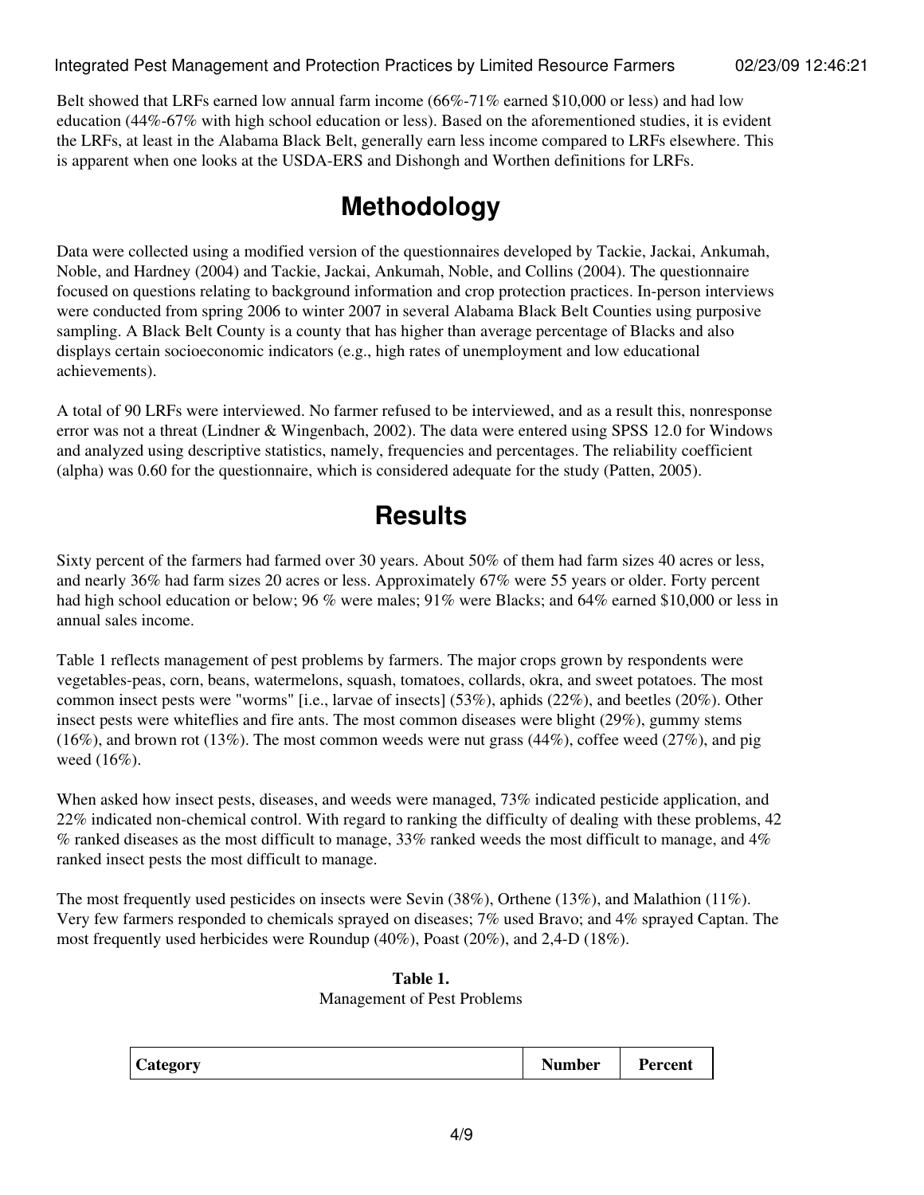Belt showed that LRFs earned low annual farm income (66%-71% earned $10,000 or less) and had low education (44%-67% with high school education or less). Based on the aforementioned studies, it is evident the LRFs, at least in the Alabama Black Belt, generally earn less income compared to LRFs elsewhere. This is apparent when one looks at the USDA-ERS and Dishongh and Worthen definitions for LRFs.

# Methodology

Data were collected using a modified version of the questionnaires developed by Tackie, Jackai, Ankumah, Noble, and Hardney (2004) and Tackie, Jackai, Ankumah, Noble, and Collins (2004). The questionnaire focused on questions relating to background information and crop protection practices. In-person interviews were conducted from spring 2006 to winter 2007 in several Alabama Black Belt Counties using purposive sampling. A Black Belt County is a county that has higher than average percentage of Blacks and also displays certain socioeconomic indicators (e.g., high rates of unemployment and low educational achievements).

A total of 90 LRFs were interviewed. No farmer refused to be interviewed, and as a result this, nonresponse error was not a threat (Lindner & Wingenbach, 2002). The data were entered using SPSS 12.0 for Windows and analyzed using descriptive statistics, namely, frequencies and percentages. The reliability coefficient (alpha) was 0.60 for the questionnaire, which is considered adequate for the study (Patten, 2005).

# Results

Sixty percent of the farmers had farmed over 30 years. About 50% of them had farm sizes 40 acres or less, and nearly 36% had farm sizes 20 acres or less. Approximately 67% were 55 years or older. Forty percent had high school education or below; 96 % were males; 91% were Blacks; and 64% earned $10,000 or less in annual sales income.

Table 1 reflects management of pest problems by farmers. The major crops grown by respondents were vegetables-peas, corn, beans, watermelons, squash, tomatoes, collards, okra, and sweet potatoes. The most common insect pests were "worms" [i.e., larvae of insects] (53%), aphids (22%), and beetles (20%). Other insect pests were whiteflies and fire ants. The most common diseases were blight (29%), gummy stems (16%), and brown rot (13%). The most common weeds were nut grass (44%), coffee weed (27%), and pig weed (16%).

When asked how insect pests, diseases, and weeds were managed, 73% indicated pesticide application, and 22% indicated non-chemical control. With regard to ranking the difficulty of dealing with these problems, 42 % ranked diseases as the most difficult to manage, 33% ranked weeds the most difficult to manage, and 4% ranked insect pests the most difficult to manage.

The most frequently used pesticides on insects were Sevin (38%), Orthene (13%), and Malathion (11%). Very few farmers responded to chemicals sprayed on diseases; 7% used Bravo; and 4% sprayed Captan. The most frequently used herbicides were Roundup (40%), Poast (20%), and 2,4-D (18%).

**Table 1.**
Management of Pest Problems

| Category | Number | Percent |
|---|---|---|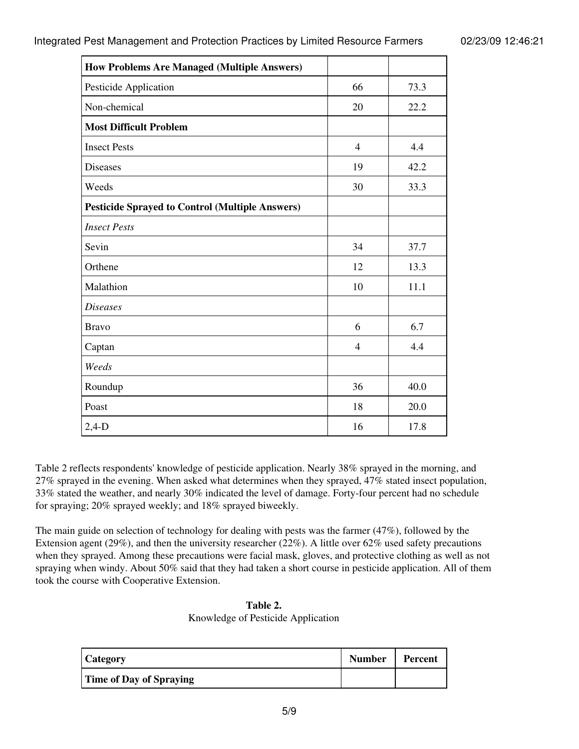| How Problems Are Managed (Multiple Answers) | | |
|---|---|---|
| Pesticide Application | 66 | 73.3 |
| Non-chemical | 20 | 22.2 |
| **Most Difficult Problem** | | |
| Insect Pests | 4 | 4.4 |
| Diseases | 19 | 42.2 |
| Weeds | 30 | 33.3 |
| **Pesticide Sprayed to Control (Multiple Answers)** | | |
| *Insect Pests* | | |
| Sevin | 34 | 37.7 |
| Orthene | 12 | 13.3 |
| Malathion | 10 | 11.1 |
| *Diseases* | | |
| Bravo | 6 | 6.7 |
| Captan | 4 | 4.4 |
| *Weeds* | | |
| Roundup | 36 | 40.0 |
| Poast | 18 | 20.0 |
| 2,4-D | 16 | 17.8 |

Table 2 reflects respondents' knowledge of pesticide application. Nearly 38% sprayed in the morning, and 27% sprayed in the evening. When asked what determines when they sprayed, 47% stated insect population, 33% stated the weather, and nearly 30% indicated the level of damage. Forty-four percent had no schedule for spraying; 20% sprayed weekly; and 18% sprayed biweekly.

The main guide on selection of technology for dealing with pests was the farmer (47%), followed by the Extension agent (29%), and then the university researcher (22%). A little over 62% used safety precautions when they sprayed. Among these precautions were facial mask, gloves, and protective clothing as well as not spraying when windy. About 50% said that they had taken a short course in pesticide application. All of them took the course with Cooperative Extension.

**Table 2.**
Knowledge of Pesticide Application

| Category | Number | Percent |
|---|---|---|
| **Time of Day of Spraying** | | |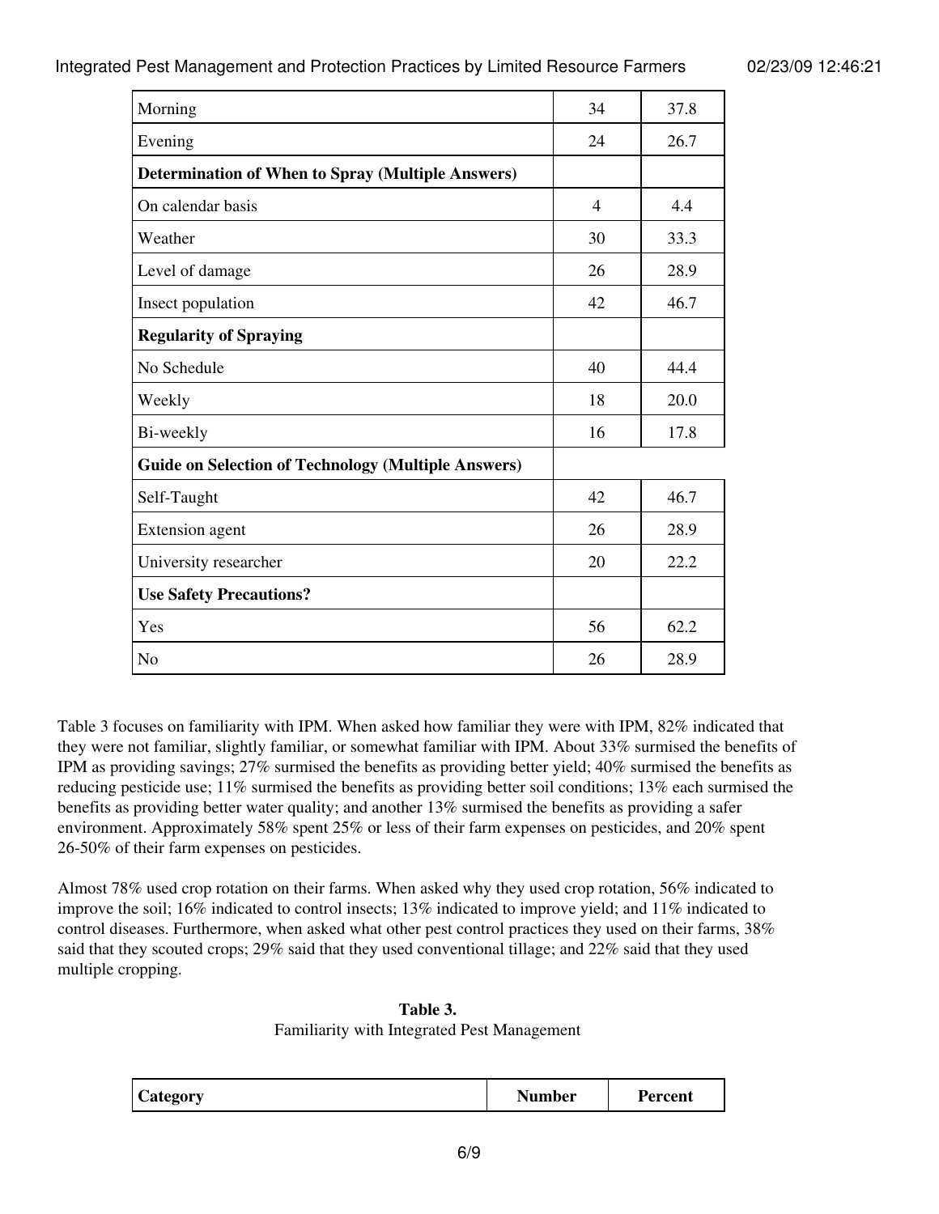| | | |
|---|---|---|
| Morning | 34 | 37.8 |
| Evening | 24 | 26.7 |
| **Determination of When to Spray (Multiple Answers)** | | |
| On calendar basis | 4 | 4.4 |
| Weather | 30 | 33.3 |
| Level of damage | 26 | 28.9 |
| Insect population | 42 | 46.7 |
| **Regularity of Spraying** | | |
| No Schedule | 40 | 44.4 |
| Weekly | 18 | 20.0 |
| Bi-weekly | 16 | 17.8 |
| **Guide on Selection of Technology (Multiple Answers)** | | |
| Self-Taught | 42 | 46.7 |
| Extension agent | 26 | 28.9 |
| University researcher | 20 | 22.2 |
| **Use Safety Precautions?** | | |
| Yes | 56 | 62.2 |
| No | 26 | 28.9 |

Table 3 focuses on familiarity with IPM. When asked how familiar they were with IPM, 82% indicated that they were not familiar, slightly familiar, or somewhat familiar with IPM. About 33% surmised the benefits of IPM as providing savings; 27% surmised the benefits as providing better yield; 40% surmised the benefits as reducing pesticide use; 11% surmised the benefits as providing better soil conditions; 13% each surmised the benefits as providing better water quality; and another 13% surmised the benefits as providing a safer environment. Approximately 58% spent 25% or less of their farm expenses on pesticides, and 20% spent 26-50% of their farm expenses on pesticides.

Almost 78% used crop rotation on their farms. When asked why they used crop rotation, 56% indicated to improve the soil; 16% indicated to control insects; 13% indicated to improve yield; and 11% indicated to control diseases. Furthermore, when asked what other pest control practices they used on their farms, 38% said that they scouted crops; 29% said that they used conventional tillage; and 22% said that they used multiple cropping.

**Table 3.**
Familiarity with Integrated Pest Management

| Category | Number | Percent |
|---|---|---|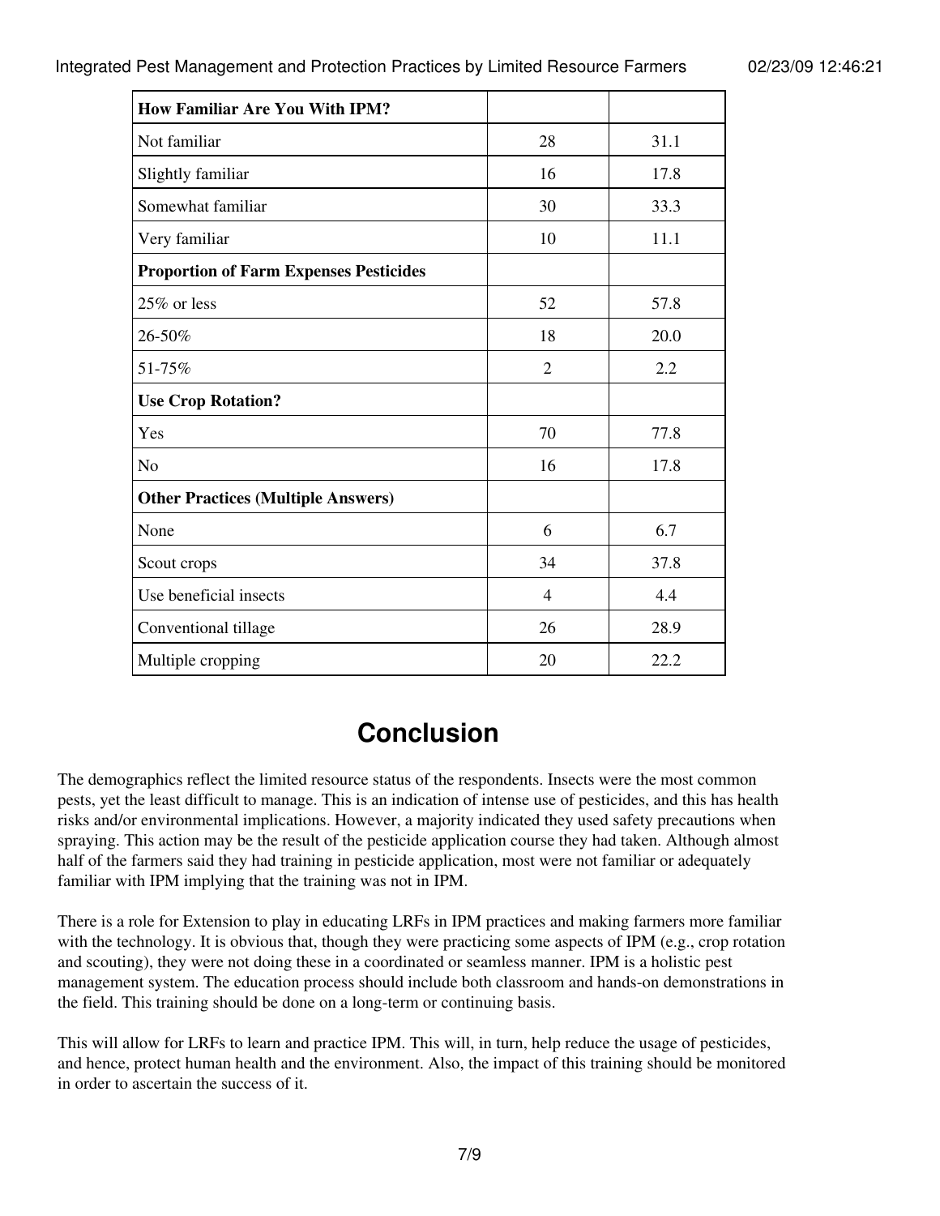| How Familiar Are You With IPM? | | |
|---|---|---|
| Not familiar | 28 | 31.1 |
| Slightly familiar | 16 | 17.8 |
| Somewhat familiar | 30 | 33.3 |
| Very familiar | 10 | 11.1 |
| **Proportion of Farm Expenses Pesticides** | | |
| 25% or less | 52 | 57.8 |
| 26-50% | 18 | 20.0 |
| 51-75% | 2 | 2.2 |
| **Use Crop Rotation?** | | |
| Yes | 70 | 77.8 |
| No | 16 | 17.8 |
| **Other Practices (Multiple Answers)** | | |
| None | 6 | 6.7 |
| Scout crops | 34 | 37.8 |
| Use beneficial insects | 4 | 4.4 |
| Conventional tillage | 26 | 28.9 |
| Multiple cropping | 20 | 22.2 |

## Conclusion

The demographics reflect the limited resource status of the respondents. Insects were the most common pests, yet the least difficult to manage. This is an indication of intense use of pesticides, and this has health risks and/or environmental implications. However, a majority indicated they used safety precautions when spraying. This action may be the result of the pesticide application course they had taken. Although almost half of the farmers said they had training in pesticide application, most were not familiar or adequately familiar with IPM implying that the training was not in IPM.

There is a role for Extension to play in educating LRFs in IPM practices and making farmers more familiar with the technology. It is obvious that, though they were practicing some aspects of IPM (e.g., crop rotation and scouting), they were not doing these in a coordinated or seamless manner. IPM is a holistic pest management system. The education process should include both classroom and hands-on demonstrations in the field. This training should be done on a long-term or continuing basis.

This will allow for LRFs to learn and practice IPM. This will, in turn, help reduce the usage of pesticides, and hence, protect human health and the environment. Also, the impact of this training should be monitored in order to ascertain the success of it.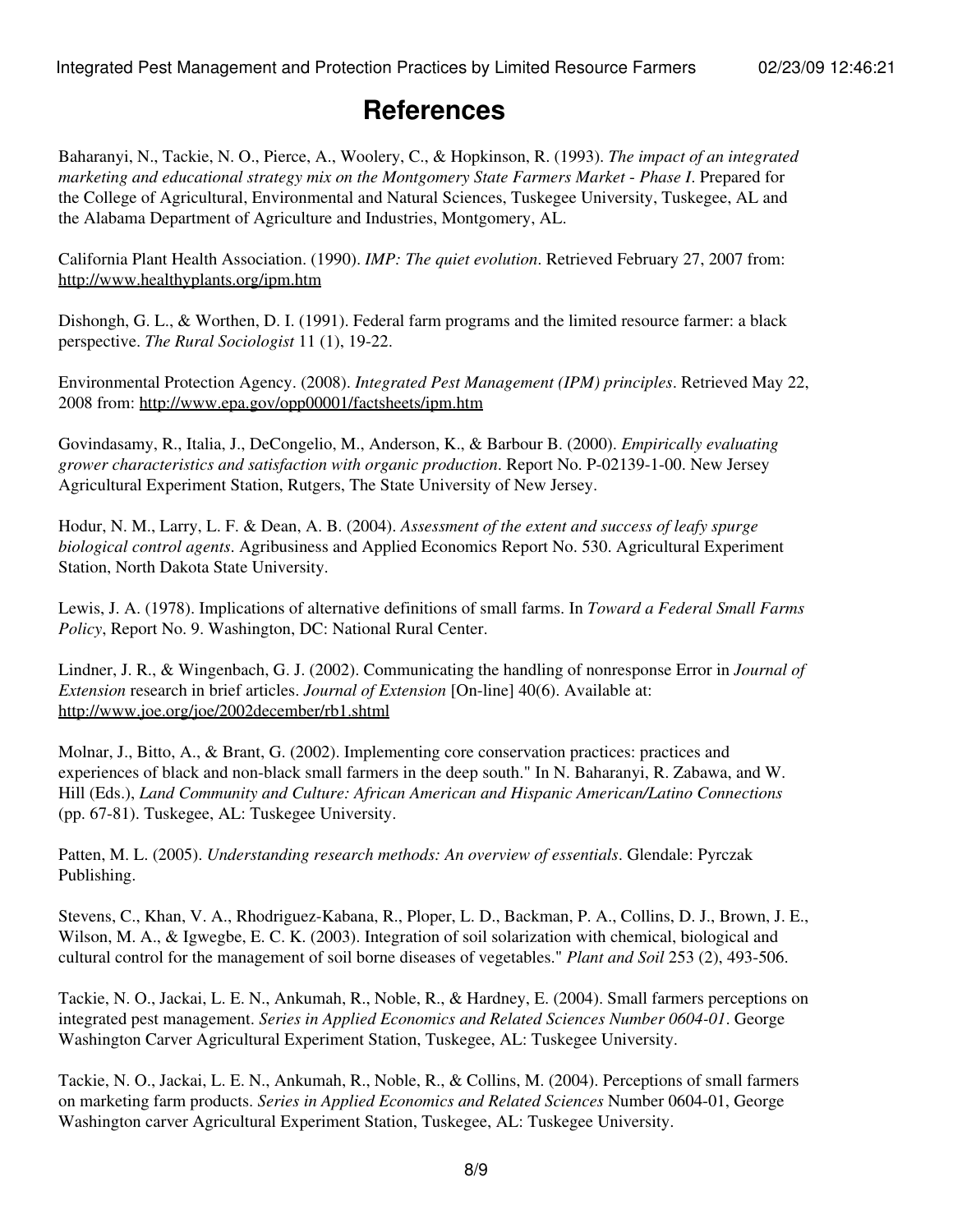# References

Baharanyi, N., Tackie, N. O., Pierce, A., Woolery, C., & Hopkinson, R. (1993). *The impact of an integrated marketing and educational strategy mix on the Montgomery State Farmers Market - Phase I*. Prepared for the College of Agricultural, Environmental and Natural Sciences, Tuskegee University, Tuskegee, AL and the Alabama Department of Agriculture and Industries, Montgomery, AL.

California Plant Health Association. (1990). *IMP: The quiet evolution*. Retrieved February 27, 2007 from: http://www.healthyplants.org/ipm.htm

Dishongh, G. L., & Worthen, D. I. (1991). Federal farm programs and the limited resource farmer: a black perspective. *The Rural Sociologist* 11 (1), 19-22.

Environmental Protection Agency. (2008). *Integrated Pest Management (IPM) principles*. Retrieved May 22, 2008 from: http://www.epa.gov/opp00001/factsheets/ipm.htm

Govindasamy, R., Italia, J., DeCongelio, M., Anderson, K., & Barbour B. (2000). *Empirically evaluating grower characteristics and satisfaction with organic production*. Report No. P-02139-1-00. New Jersey Agricultural Experiment Station, Rutgers, The State University of New Jersey.

Hodur, N. M., Larry, L. F. & Dean, A. B. (2004). *Assessment of the extent and success of leafy spurge biological control agents*. Agribusiness and Applied Economics Report No. 530. Agricultural Experiment Station, North Dakota State University.

Lewis, J. A. (1978). Implications of alternative definitions of small farms. In *Toward a Federal Small Farms Policy*, Report No. 9. Washington, DC: National Rural Center.

Lindner, J. R., & Wingenbach, G. J. (2002). Communicating the handling of nonresponse Error in *Journal of Extension* research in brief articles. *Journal of Extension* [On-line] 40(6). Available at: http://www.joe.org/joe/2002december/rb1.shtml

Molnar, J., Bitto, A., & Brant, G. (2002). Implementing core conservation practices: practices and experiences of black and non-black small farmers in the deep south." In N. Baharanyi, R. Zabawa, and W. Hill (Eds.), *Land Community and Culture: African American and Hispanic American/Latino Connections* (pp. 67-81). Tuskegee, AL: Tuskegee University.

Patten, M. L. (2005). *Understanding research methods: An overview of essentials*. Glendale: Pyrczak Publishing.

Stevens, C., Khan, V. A., Rhodriguez-Kabana, R., Ploper, L. D., Backman, P. A., Collins, D. J., Brown, J. E., Wilson, M. A., & Igwegbe, E. C. K. (2003). Integration of soil solarization with chemical, biological and cultural control for the management of soil borne diseases of vegetables." *Plant and Soil* 253 (2), 493-506.

Tackie, N. O., Jackai, L. E. N., Ankumah, R., Noble, R., & Hardney, E. (2004). Small farmers perceptions on integrated pest management. *Series in Applied Economics and Related Sciences Number 0604-01*. George Washington Carver Agricultural Experiment Station, Tuskegee, AL: Tuskegee University.

Tackie, N. O., Jackai, L. E. N., Ankumah, R., Noble, R., & Collins, M. (2004). Perceptions of small farmers on marketing farm products. *Series in Applied Economics and Related Sciences* Number 0604-01, George Washington carver Agricultural Experiment Station, Tuskegee, AL: Tuskegee University.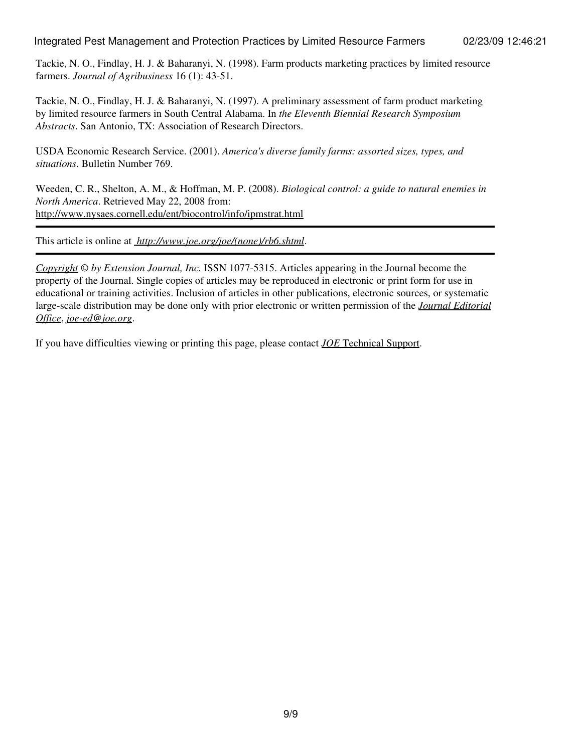Tackie, N. O., Findlay, H. J. & Baharanyi, N. (1998). Farm products marketing practices by limited resource farmers. *Journal of Agribusiness* 16 (1): 43-51.

Tackie, N. O., Findlay, H. J. & Baharanyi, N. (1997). A preliminary assessment of farm product marketing by limited resource farmers in South Central Alabama. In *the Eleventh Biennial Research Symposium Abstracts*. San Antonio, TX: Association of Research Directors.

USDA Economic Research Service. (2001). *America's diverse family farms: assorted sizes, types, and situations*. Bulletin Number 769.

Weeden, C. R., Shelton, A. M., & Hoffman, M. P. (2008). *Biological control: a guide to natural enemies in North America*. Retrieved May 22, 2008 from: http://www.nysaes.cornell.edu/ent/biocontrol/info/ipmstrat.html

---

This article is online at *http://www.joe.org/joe/(none)/rb6.shtml*.

---

*Copyright* © *by Extension Journal, Inc.* ISSN 1077-5315. Articles appearing in the Journal become the property of the Journal. Single copies of articles may be reproduced in electronic or print form for use in educational or training activities. Inclusion of articles in other publications, electronic sources, or systematic large-scale distribution may be done only with prior electronic or written permission of the *Journal Editorial Office*, *joe-ed@joe.org*.

If you have difficulties viewing or printing this page, please contact *JOE* Technical Support.